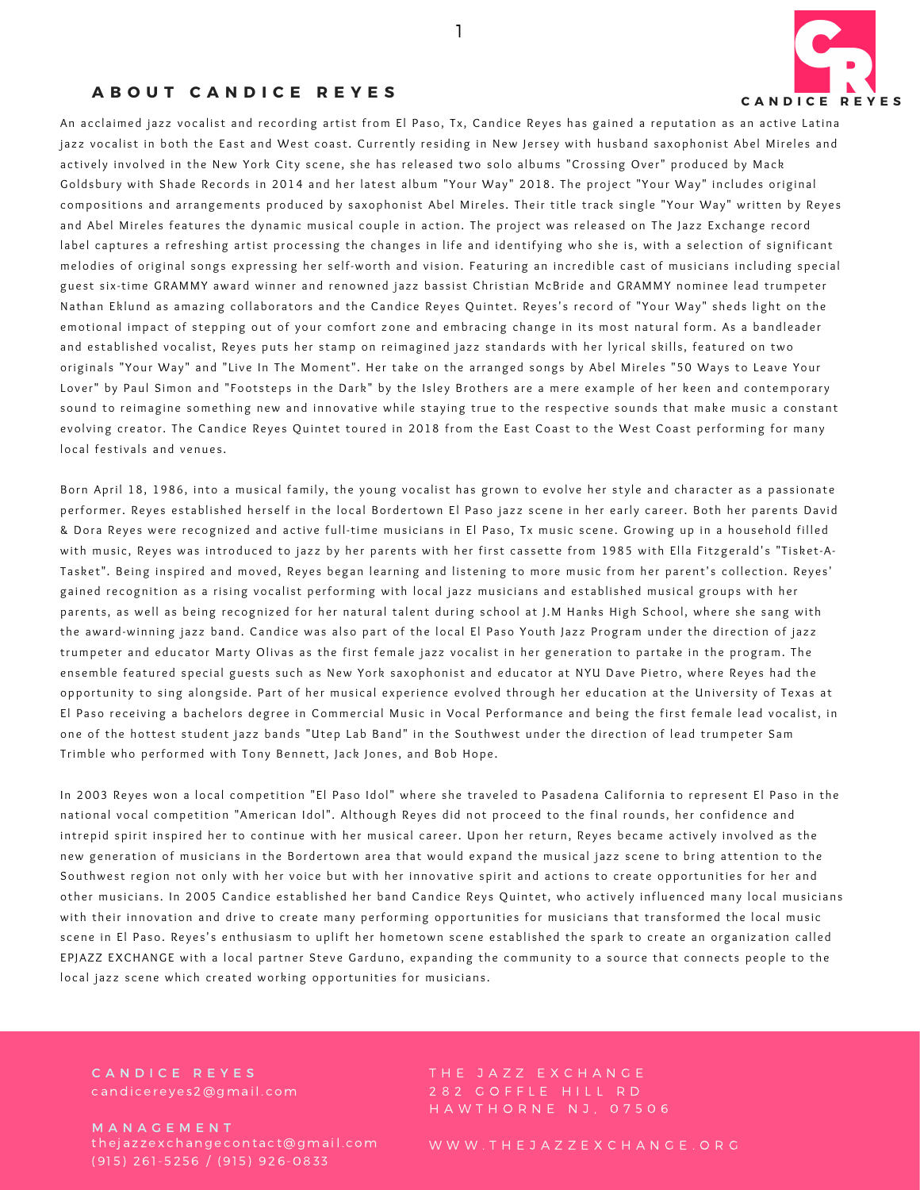## ABOUT CANDICE REYES

An acclaimed jazz vocalist and recording artist from El Paso, Tx, Candice Reyes has gained a reputation as an active Latina jazz vocalist in both the East and West coast. Currently residing in New Jersey with husband saxophonist Abel Mireles and actively involved in the New York City scene, she has released two solo albums "Crossing Over" produced by Mack Goldsbury with Shade Records in 2014 and her latest album "Your Way" 2018. The project "Your Way" includes original compositions and arrangements produced by saxophonist Abel Mireles. Their title track single "Your Way" written by Reyes and Abel Mireles features the dynamic musical couple in action. The project was released on The Jazz Exchange record label captures a refreshing artist processing the changes in life and identifying who she is, with a selection of significant melodies of original songs expressing her self-worth and vision. Featuring an incredible cast of musicians including special guest six-time GRAMMY award winner and renowned jazz bassist Christian McBride and GRAMMY nominee lead trumpeter Nathan Eklund as amazing collaborators and the Candice Reyes Quintet. Reyes's record of "Your Way" sheds light on the emotional impact of stepping out of your comfort zone and embracing change in its most natural form. As a bandleader and established vocalist, Reyes puts her stamp on reimagined jazz standards with her lyrical skills, featured on two originals "Your Way" and "Live In The Moment". Her take on the arranged songs by Abel Mireles "50 Ways to Leave Your Lover" by Paul Simon and "Footsteps in the Dark" by the Isley Brothers are a mere example of her keen and contemporary sound to reimagine something new and innovative while staying true to the respective sounds that make music a constant evolving creator. The Candice Reyes Quintet toured in 2018 from the East Coast to the West Coast performing for many local festivals and venues.

Born April 18, 1986, into a musical family, the young vocalist has grown to evolve her style and character as a passionate performer. Reyes established herself in the local Bordertown El Paso jazz scene in her early career. Both her parents David & Dora Reyes were recognized and active full-time musicians in El Paso, Tx music scene. Growing up in a household filled with music, Reyes was introduced to jazz by her parents with her first cassette from 1985 with Ella Fitzgerald's "Tisket-A-Tasket". Being inspired and moved, Reyes began learning and listening to more music from her parent's collection. Reyes' gained recognition as a rising vocalist performing with local jazz musicians and established musical groups with her parents, as well as being recognized for her natural talent during school at J.M Hanks High School, where she sang with the award-winning jazz band. Candice was also part of the local El Paso Youth Jazz Program under the direction of jazz trumpeter and educator Marty Olivas as the first female jazz vocalist in her generation to partake in the program. The ensemble featured special guests such as New York saxophonist and educator at NYU Dave Pietro, where Reyes had the opportunity to sing alongside. Part of her musical experience evolved through her education at the University of Texas at El Paso receiving a bachelors degree in Commercial Music in Vocal Performance and being the first female lead vocalist, in one of the hottest student jazz bands "Utep Lab Band" in the Southwest under the direction of lead trumpeter Sam Trimble who performed with Tony Bennett, Jack Jones, and Bob Hope.

In 2003 Reyes won a local competition "El Paso Idol" where she traveled to Pasadena California to represent El Paso in the national vocal competition "American Idol". Although Reyes did not proceed to the final rounds, her confidence and intrepid spirit inspired her to continue with her musical career. Upon her return, Reyes became actively involved as the new generation of musicians in the Bordertown area that would expand the musical jazz scene to bring attention to the Southwest region not only with her voice but with her innovative spirit and actions to create opportunities for her and other musicians. In 2005 Candice established her band Candice Reys Quintet, who actively influenced many local musicians with their innovation and drive to create many performing opportunities for musicians that transformed the local music scene in El Paso. Reyes's enthusiasm to uplift her hometown scene established the spark to create an organization called EPJAZZ EXCHANGE with a local partner Steve Garduno, expanding the community to a source that connects people to the local jazz scene which created working opportunities for musicians.

**CANDICE REYES**
candicereyes2@gmail.com

**MANAGEMENT**
thejazzexchangecontact@gmail.com
(915) 261-5256 / (915) 926-0833

THE JAZZ EXCHANGE
282 GOFFLE HILL RD
HAWTHORNE NJ, 07506

WWW.THEJAZZEXCHANGE.ORG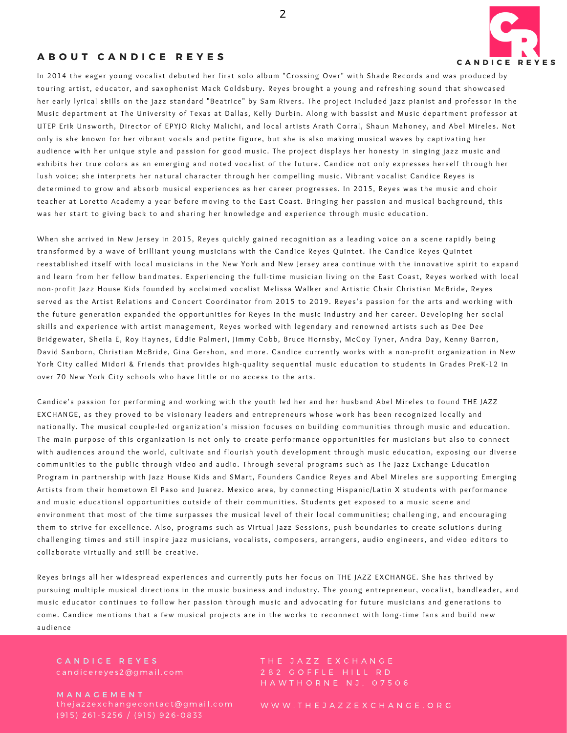## ABOUT CANDICE REYES

In 2014 the eager young vocalist debuted her first solo album "Crossing Over" with Shade Records and was produced by touring artist, educator, and saxophonist Mack Goldsbury. Reyes brought a young and refreshing sound that showcased her early lyrical skills on the jazz standard "Beatrice" by Sam Rivers. The project included jazz pianist and professor in the Music department at The University of Texas at Dallas, Kelly Durbin. Along with bassist and Music department professor at UTEP Erik Unsworth, Director of EPYJO Ricky Malichi, and local artists Arath Corral, Shaun Mahoney, and Abel Mireles. Not only is she known for her vibrant vocals and petite figure, but she is also making musical waves by captivating her audience with her unique style and passion for good music. The project displays her honesty in singing jazz music and exhibits her true colors as an emerging and noted vocalist of the future. Candice not only expresses herself through her lush voice; she interprets her natural character through her compelling music. Vibrant vocalist Candice Reyes is determined to grow and absorb musical experiences as her career progresses. In 2015, Reyes was the music and choir teacher at Loretto Academy a year before moving to the East Coast. Bringing her passion and musical background, this was her start to giving back to and sharing her knowledge and experience through music education.

When she arrived in New Jersey in 2015, Reyes quickly gained recognition as a leading voice on a scene rapidly being transformed by a wave of brilliant young musicians with the Candice Reyes Quintet. The Candice Reyes Quintet reestablished itself with local musicians in the New York and New Jersey area continue with the innovative spirit to expand and learn from her fellow bandmates. Experiencing the full-time musician living on the East Coast, Reyes worked with local non-profit Jazz House Kids founded by acclaimed vocalist Melissa Walker and Artistic Chair Christian McBride, Reyes served as the Artist Relations and Concert Coordinator from 2015 to 2019. Reyes's passion for the arts and working with the future generation expanded the opportunities for Reyes in the music industry and her career. Developing her social skills and experience with artist management, Reyes worked with legendary and renowned artists such as Dee Dee Bridgewater, Sheila E, Roy Haynes, Eddie Palmeri, Jimmy Cobb, Bruce Hornsby, McCoy Tyner, Andra Day, Kenny Barron, David Sanborn, Christian McBride, Gina Gershon, and more. Candice currently works with a non-profit organization in New York City called Midori & Friends that provides high-quality sequential music education to students in Grades PreK-12 in over 70 New York City schools who have little or no access to the arts.

Candice's passion for performing and working with the youth led her and her husband Abel Mireles to found THE JAZZ EXCHANGE, as they proved to be visionary leaders and entrepreneurs whose work has been recognized locally and nationally. The musical couple-led organization's mission focuses on building communities through music and education. The main purpose of this organization is not only to create performance opportunities for musicians but also to connect with audiences around the world, cultivate and flourish youth development through music education, exposing our diverse communities to the public through video and audio. Through several programs such as The Jazz Exchange Education Program in partnership with Jazz House Kids and SMart, Founders Candice Reyes and Abel Mireles are supporting Emerging Artists from their hometown El Paso and Juarez. Mexico area, by connecting Hispanic/Latin X students with performance and music educational opportunities outside of their communities. Students get exposed to a music scene and environment that most of the time surpasses the musical level of their local communities; challenging, and encouraging them to strive for excellence. Also, programs such as Virtual Jazz Sessions, push boundaries to create solutions during challenging times and still inspire jazz musicians, vocalists, composers, arrangers, audio engineers, and video editors to collaborate virtually and still be creative.

Reyes brings all her widespread experiences and currently puts her focus on THE JAZZ EXCHANGE. She has thrived by pursuing multiple musical directions in the music business and industry. The young entrepreneur, vocalist, bandleader, and music educator continues to follow her passion through music and advocating for future musicians and generations to come. Candice mentions that a few musical projects are in the works to reconnect with long-time fans and build new audience

**CANDICE REYES**
candicereyes2@gmail.com

**MANAGEMENT**
thejazzexchangecontact@gmail.com
(915) 261-5256 / (915) 926-0833

THE JAZZ EXCHANGE
282 GOFFLE HILL RD
HAWTHORNE NJ, 07506

WWW.THEJAZZEXCHANGE.ORG